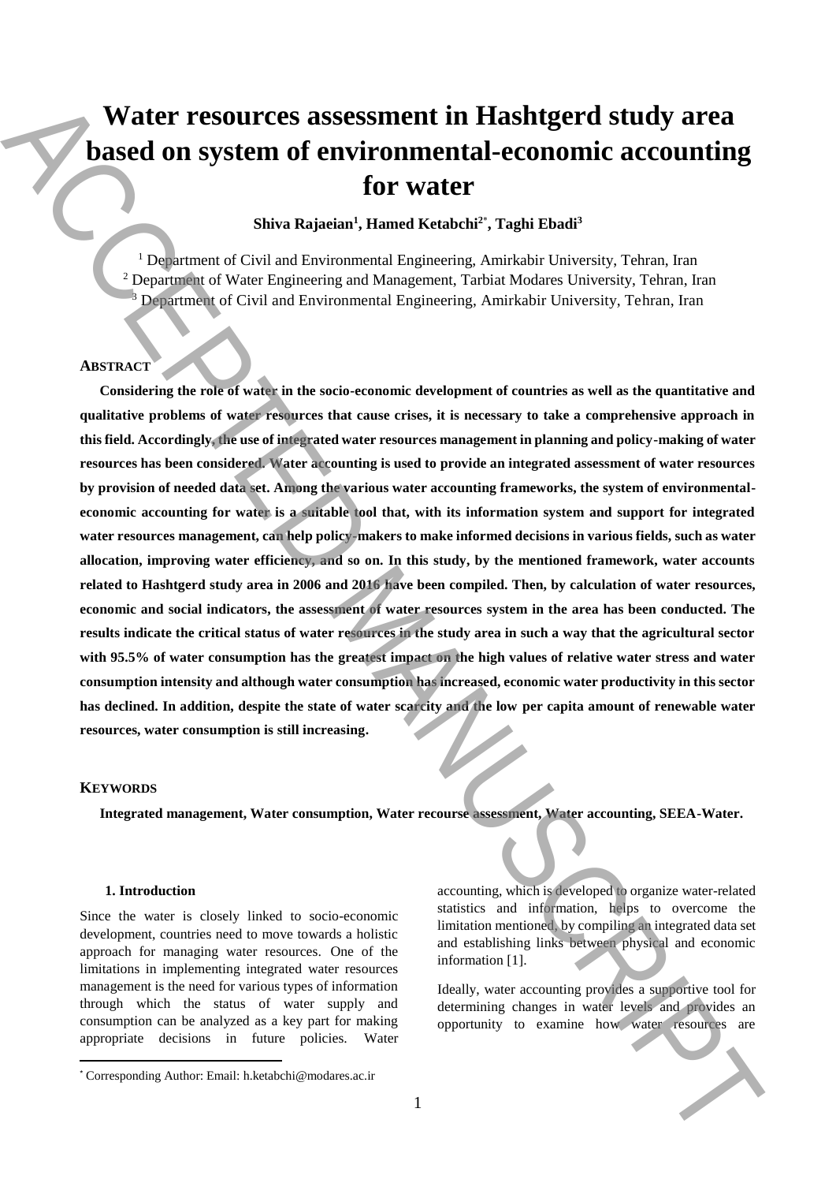# Water resources assessment in Hashtgerd study area based on system of environmental-economic accounting for water

**Shiva Rajaeian[1], Hamed Ketabchi[2*], Taghi Ebadi[3]**

[1] Department of Civil and Environmental Engineering, Amirkabir University, Tehran, Iran
[2] Department of Water Engineering and Management, Tarbiat Modares University, Tehran, Iran
[3] Department of Civil and Environmental Engineering, Amirkabir University, Tehran, Iran

## ABSTRACT

**Considering the role of water in the socio-economic development of countries as well as the quantitative and qualitative problems of water resources that cause crises, it is necessary to take a comprehensive approach in this field. Accordingly, the use of integrated water resources management in planning and policy-making of water resources has been considered. Water accounting is used to provide an integrated assessment of water resources by provision of needed data set. Among the various water accounting frameworks, the system of environmental-economic accounting for water is a suitable tool that, with its information system and support for integrated water resources management, can help policy-makers to make informed decisions in various fields, such as water allocation, improving water efficiency, and so on. In this study, by the mentioned framework, water accounts related to Hashtgerd study area in 2006 and 2016 have been compiled. Then, by calculation of water resources, economic and social indicators, the assessment of water resources system in the area has been conducted. The results indicate the critical status of water resources in the study area in such a way that the agricultural sector with 95.5% of water consumption has the greatest impact on the high values of relative water stress and water consumption intensity and although water consumption has increased, economic water productivity in this sector has declined. In addition, despite the state of water scarcity and the low per capita amount of renewable water resources, water consumption is still increasing.**

## KEYWORDS

**Integrated management, Water consumption, Water recourse assessment, Water accounting, SEEA-Water.**

### 1. Introduction

Since the water is closely linked to socio-economic development, countries need to move towards a holistic approach for managing water resources. One of the limitations in implementing integrated water resources management is the need for various types of information through which the status of water supply and consumption can be analyzed as a key part for making appropriate decisions in future policies. Water accounting, which is developed to organize water-related statistics and information, helps to overcome the limitation mentioned, by compiling an integrated data set and establishing links between physical and economic information [1].

Ideally, water accounting provides a supportive tool for determining changes in water levels and provides an opportunity to examine how water resources are

* Corresponding Author: Email: h.ketabchi@modares.ac.ir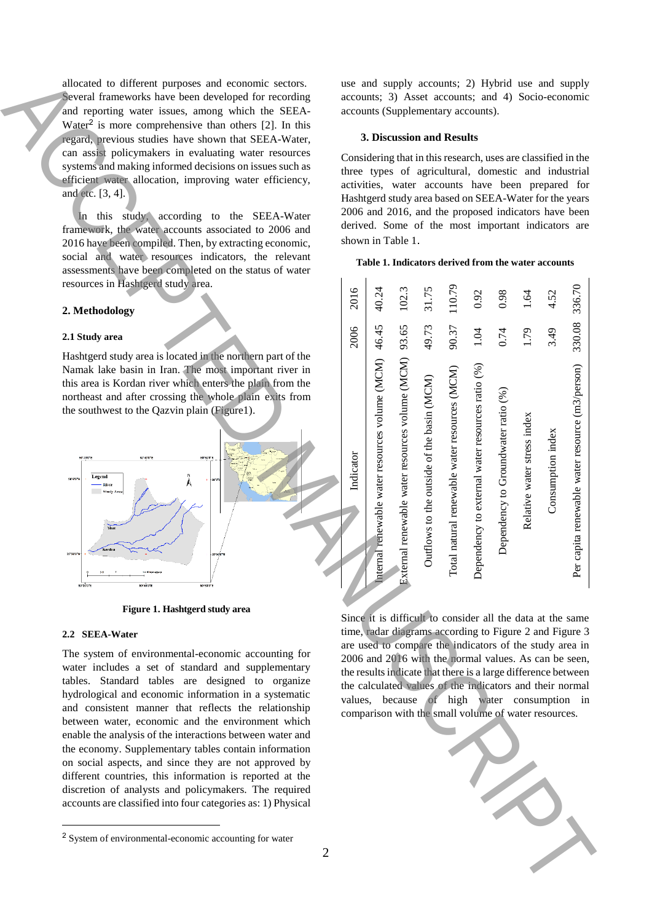allocated to different purposes and economic sectors. Several frameworks have been developed for recording and reporting water issues, among which the SEEA-Water[2] is more comprehensive than others [2]. In this regard, previous studies have shown that SEEA-Water, can assist policymakers in evaluating water resources systems and making informed decisions on issues such as efficient water allocation, improving water efficiency, and etc. [3, 4].

In this study, according to the SEEA-Water framework, the water accounts associated to 2006 and 2016 have been compiled. Then, by extracting economic, social and water resources indicators, the relevant assessments have been completed on the status of water resources in Hashtgerd study area.

## 2. Methodology

### 2.1 Study area

Hashtgerd study area is located in the northern part of the Namak lake basin in Iran. The most important river in this area is Kordan river which enters the plain from the northeast and after crossing the whole plain exits from the southwest to the Qazvin plain (Figure1).

**Figure 1. Hashtgerd study area**

### 2.2 SEEA-Water

The system of environmental-economic accounting for water includes a set of standard and supplementary tables. Standard tables are designed to organize hydrological and economic information in a systematic and consistent manner that reflects the relationship between water, economic and the environment which enable the analysis of the interactions between water and the economy. Supplementary tables contain information on social aspects, and since they are not approved by different countries, this information is reported at the discretion of analysts and policymakers. The required accounts are classified into four categories as: 1) Physical use and supply accounts; 2) Hybrid use and supply accounts; 3) Asset accounts; and 4) Socio-economic accounts (Supplementary accounts).

[2] System of environmental-economic accounting for water

## 3. Discussion and Results

Considering that in this research, uses are classified in the three types of agricultural, domestic and industrial activities, water accounts have been prepared for Hashtgerd study area based on SEEA-Water for the years 2006 and 2016, and the proposed indicators have been derived. Some of the most important indicators are shown in Table 1.

**Table 1. Indicators derived from the water accounts**

| Indicator | 2006 | 2016 |
|---|---|---|
| Internal renewable water resources volume (MCM) | 46.45 | 40.24 |
| External renewable water resources volume (MCM) | 93.65 | 102.3 |
| Outflows to the outside of the basin (MCM) | 49.73 | 31.75 |
| Total natural renewable water resources (MCM) | 90.37 | 110.79 |
| Dependency to external water resources ratio (%) | 1.04 | 0.92 |
| Dependency to Groundwater ratio (%) | 0.74 | 0.98 |
| Relative water stress index | 1.79 | 1.64 |
| Consumption index | 3.49 | 4.52 |
| Per capita renewable water resource (m3/person) | 330.08 | 336.70 |

Since it is difficult to consider all the data at the same time, radar diagrams according to Figure 2 and Figure 3 are used to compare the indicators of the study area in 2006 and 2016 with the normal values. As can be seen, the results indicate that there is a large difference between the calculated values of the indicators and their normal values, because of high water consumption in comparison with the small volume of water resources.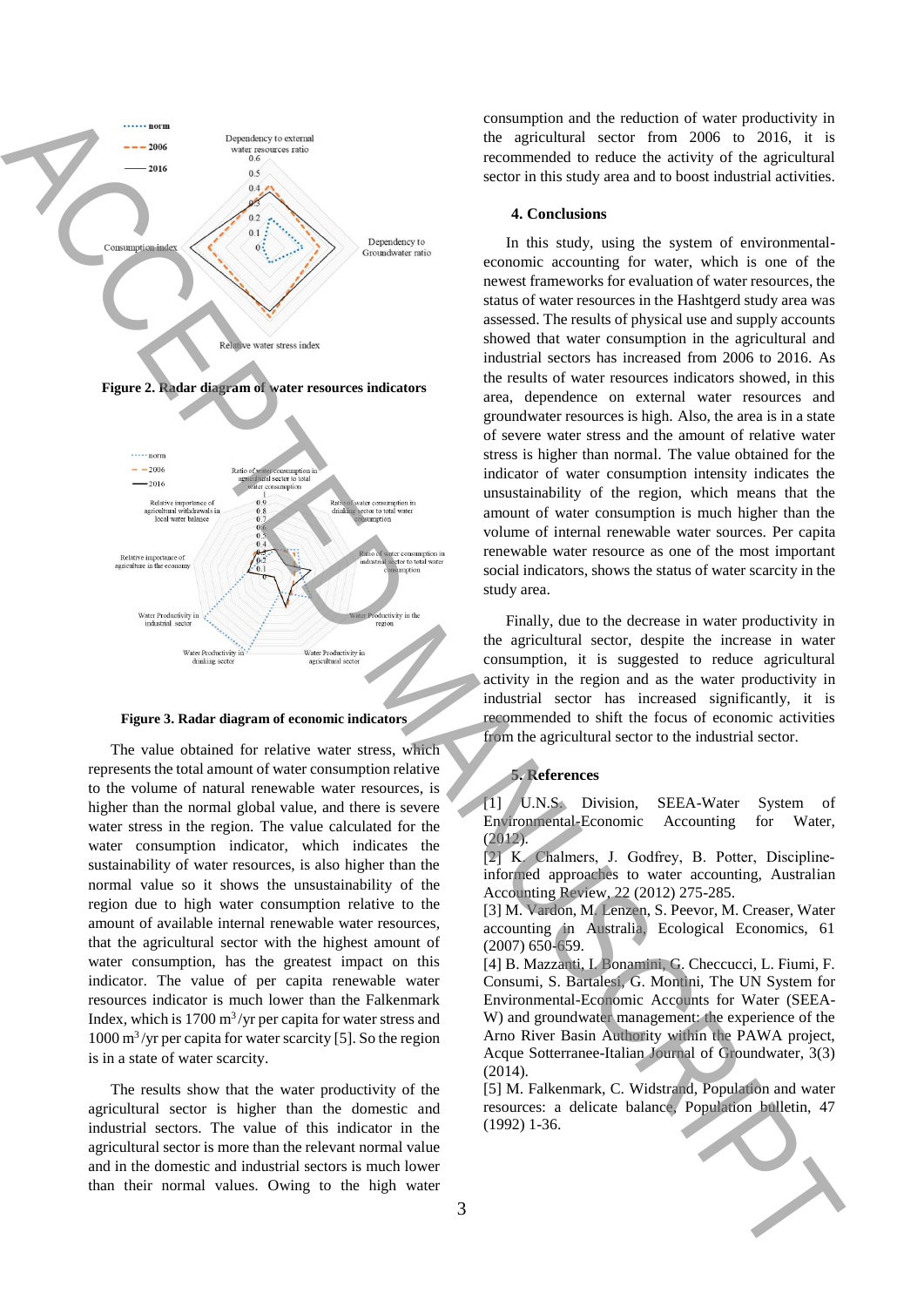norm
2006
2016

Dependency to external water resources ratio

0.6
0.5
0.4
0.3
0.2
0.1
0

Dependency to Groundwater ratio

Relative water stress index

Consumption index

Figure 2. Radar diagram of water resources indicators

norm
2006
2016

Ratio of water consumption in agricultural sector to total water consumption

1
0.9
0.8
0.7
0.6
0.5
0.4
0.3
0.2
0.1
0

Ratio of water consumption in drinking sector to total water consumption

Ratio of water consumption in industrial sector to total water consumption

Water Productivity in the region

Water Productivity in agricultural sector

Water Productivity in drinking sector

Water Productivity in industrial sector

Relative importance of agriculture in the economy

Relative importance of agricultural withdrawals in local water balance

Figure 3. Radar diagram of economic indicators

The value obtained for relative water stress, which represents the total amount of water consumption relative to the volume of natural renewable water resources, is higher than the normal global value, and there is severe water stress in the region. The value calculated for the water consumption indicator, which indicates the sustainability of water resources, is also higher than the normal value so it shows the unsustainability of the region due to high water consumption relative to the amount of available internal renewable water resources, that the agricultural sector with the highest amount of water consumption, has the greatest impact on this indicator. The value of per capita renewable water resources indicator is much lower than the Falkenmark Index, which is 1700 $m^3$/yr per capita for water stress and 1000 $m^3$/yr per capita for water scarcity [5]. So the region is in a state of water scarcity.

The results show that the water productivity of the agricultural sector is higher than the domestic and industrial sectors. The value of this indicator in the agricultural sector is more than the relevant normal value and in the domestic and industrial sectors is much lower than their normal values. Owing to the high water consumption and the reduction of water productivity in the agricultural sector from 2006 to 2016, it is recommended to reduce the activity of the agricultural sector in this study area and to boost industrial activities.

## 4. Conclusions

In this study, using the system of environmental-economic accounting for water, which is one of the newest frameworks for evaluation of water resources, the status of water resources in the Hashtgerd study area was assessed. The results of physical use and supply accounts showed that water consumption in the agricultural and industrial sectors has increased from 2006 to 2016. As the results of water resources indicators showed, in this area, dependence on external water resources and groundwater resources is high. Also, the area is in a state of severe water stress and the amount of relative water stress is higher than normal. The value obtained for the indicator of water consumption intensity indicates the unsustainability of the region, which means that the amount of water consumption is much higher than the volume of internal renewable water sources. Per capita renewable water resource as one of the most important social indicators, shows the status of water scarcity in the study area.

Finally, due to the decrease in water productivity in the agricultural sector, despite the increase in water consumption, it is suggested to reduce agricultural activity in the region and as the water productivity in industrial sector has increased significantly, it is recommended to shift the focus of economic activities from the agricultural sector to the industrial sector.

## 5. References

[1] U.N.S. Division, SEEA-Water System of Environmental-Economic Accounting for Water, (2012).

[2] K. Chalmers, J. Godfrey, B. Potter, Discipline-informed approaches to water accounting, Australian Accounting Review, 22 (2012) 275-285.

[3] M. Vardon, M. Lenzen, S. Peevor, M. Creaser, Water accounting in Australia, Ecological Economics, 61 (2007) 650-659.

[4] B. Mazzanti, I. Bonamini, G. Checcucci, L. Fiumi, F. Consumi, S. Bartalesi, G. Montini, The UN System for Environmental-Economic Accounts for Water (SEEA-W) and groundwater management: the experience of the Arno River Basin Authority within the PAWA project, Acque Sotterranee-Italian Journal of Groundwater, 3(3) (2014).

[5] M. Falkenmark, C. Widstrand, Population and water resources: a delicate balance, Population bulletin, 47 (1992) 1-36.